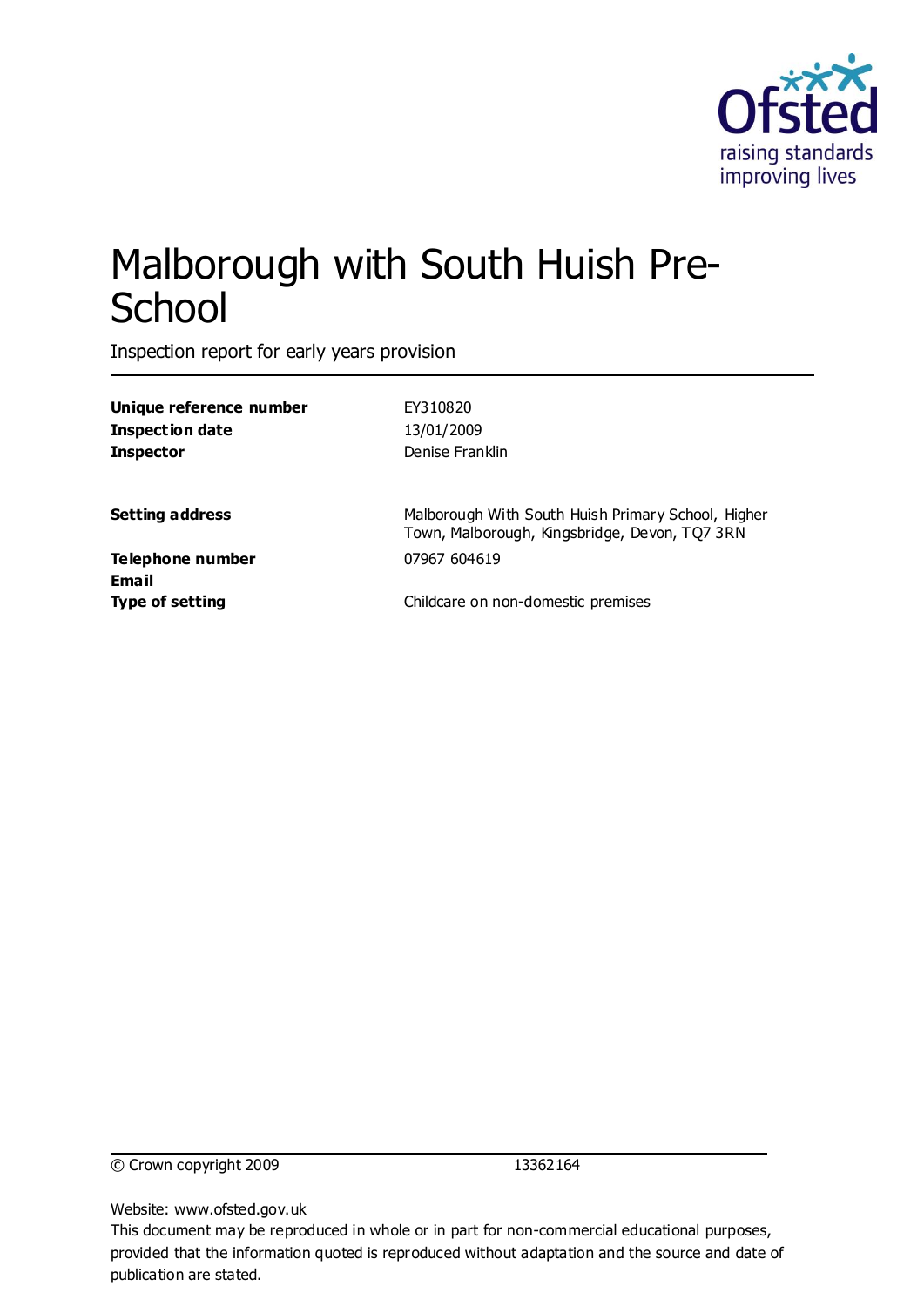Ofsted
raising standards
improving lives

# Malborough with South Huish Pre-School

Inspection report for early years provision

| | |
|---|---|
| **Unique reference number** | EY310820 |
| **Inspection date** | 13/01/2009 |
| **Inspector** | Denise Franklin |
| | |
| **Setting address** | Malborough With South Huish Primary School, Higher Town, Malborough, Kingsbridge, Devon, TQ7 3RN |
| **Telephone number** | 07967 604619 |
| **Email** | |
| **Type of setting** | Childcare on non-domestic premises |

© Crown copyright 2009 13362164

Website: www.ofsted.gov.uk

This document may be reproduced in whole or in part for non-commercial educational purposes, provided that the information quoted is reproduced without adaptation and the source and date of publication are stated.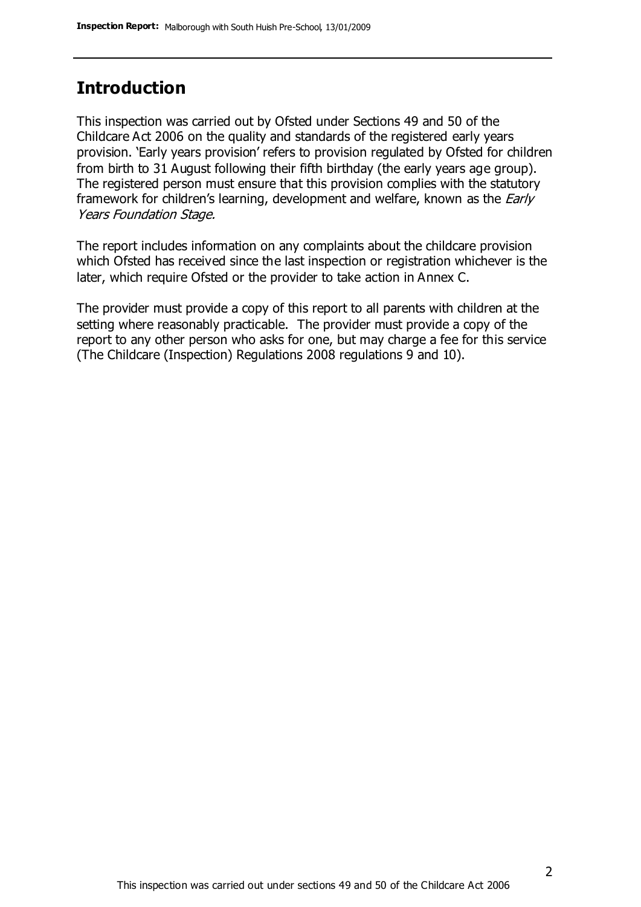## Introduction

This inspection was carried out by Ofsted under Sections 49 and 50 of the Childcare Act 2006 on the quality and standards of the registered early years provision. 'Early years provision' refers to provision regulated by Ofsted for children from birth to 31 August following their fifth birthday (the early years age group). The registered person must ensure that this provision complies with the statutory framework for children's learning, development and welfare, known as the *Early Years Foundation Stage.*

The report includes information on any complaints about the childcare provision which Ofsted has received since the last inspection or registration whichever is the later, which require Ofsted or the provider to take action in Annex C.

The provider must provide a copy of this report to all parents with children at the setting where reasonably practicable. The provider must provide a copy of the report to any other person who asks for one, but may charge a fee for this service (The Childcare (Inspection) Regulations 2008 regulations 9 and 10).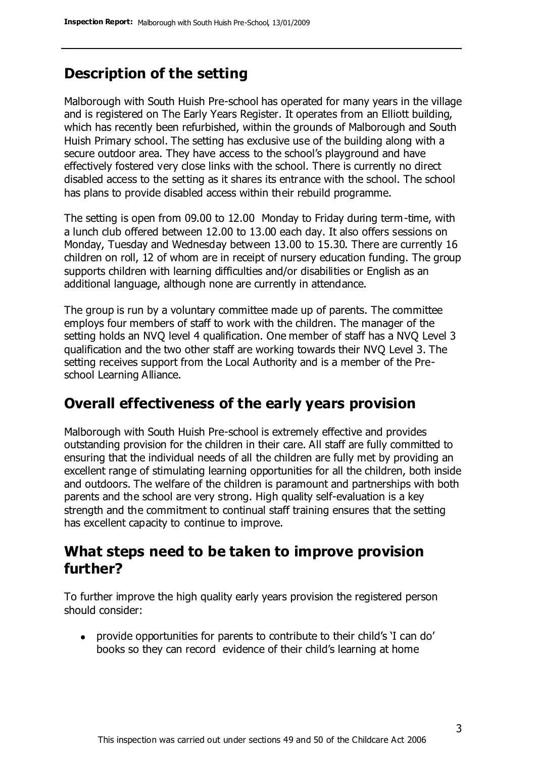## Description of the setting

Malborough with South Huish Pre-school has operated for many years in the village and is registered on The Early Years Register. It operates from an Elliott building, which has recently been refurbished, within the grounds of Malborough and South Huish Primary school. The setting has exclusive use of the building along with a secure outdoor area. They have access to the school's playground and have effectively fostered very close links with the school. There is currently no direct disabled access to the setting as it shares its entrance with the school. The school has plans to provide disabled access within their rebuild programme.

The setting is open from 09.00 to 12.00 Monday to Friday during term-time, with a lunch club offered between 12.00 to 13.00 each day. It also offers sessions on Monday, Tuesday and Wednesday between 13.00 to 15.30. There are currently 16 children on roll, 12 of whom are in receipt of nursery education funding. The group supports children with learning difficulties and/or disabilities or English as an additional language, although none are currently in attendance.

The group is run by a voluntary committee made up of parents. The committee employs four members of staff to work with the children. The manager of the setting holds an NVQ level 4 qualification. One member of staff has a NVQ Level 3 qualification and the two other staff are working towards their NVQ Level 3. The setting receives support from the Local Authority and is a member of the Pre-school Learning Alliance.

## Overall effectiveness of the early years provision

Malborough with South Huish Pre-school is extremely effective and provides outstanding provision for the children in their care. All staff are fully committed to ensuring that the individual needs of all the children are fully met by providing an excellent range of stimulating learning opportunities for all the children, both inside and outdoors. The welfare of the children is paramount and partnerships with both parents and the school are very strong. High quality self-evaluation is a key strength and the commitment to continual staff training ensures that the setting has excellent capacity to continue to improve.

## What steps need to be taken to improve provision further?

To further improve the high quality early years provision the registered person should consider:

- provide opportunities for parents to contribute to their child's 'I can do' books so they can record evidence of their child's learning at home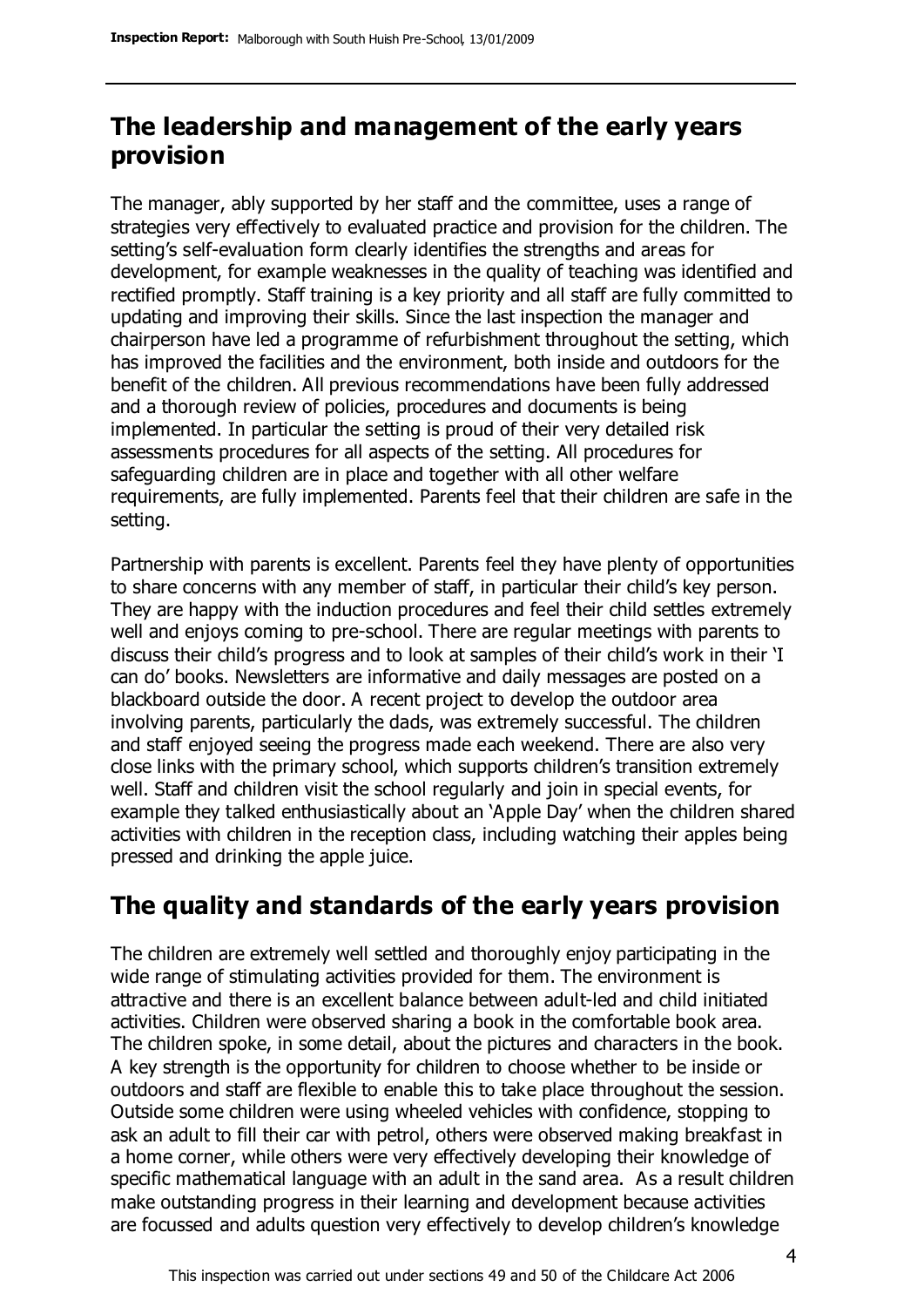## The leadership and management of the early years provision

The manager, ably supported by her staff and the committee, uses a range of strategies very effectively to evaluated practice and provision for the children. The setting's self-evaluation form clearly identifies the strengths and areas for development, for example weaknesses in the quality of teaching was identified and rectified promptly. Staff training is a key priority and all staff are fully committed to updating and improving their skills. Since the last inspection the manager and chairperson have led a programme of refurbishment throughout the setting, which has improved the facilities and the environment, both inside and outdoors for the benefit of the children. All previous recommendations have been fully addressed and a thorough review of policies, procedures and documents is being implemented. In particular the setting is proud of their very detailed risk assessments procedures for all aspects of the setting. All procedures for safeguarding children are in place and together with all other welfare requirements, are fully implemented. Parents feel that their children are safe in the setting.

Partnership with parents is excellent. Parents feel they have plenty of opportunities to share concerns with any member of staff, in particular their child's key person. They are happy with the induction procedures and feel their child settles extremely well and enjoys coming to pre-school. There are regular meetings with parents to discuss their child's progress and to look at samples of their child's work in their 'I can do' books. Newsletters are informative and daily messages are posted on a blackboard outside the door. A recent project to develop the outdoor area involving parents, particularly the dads, was extremely successful. The children and staff enjoyed seeing the progress made each weekend. There are also very close links with the primary school, which supports children's transition extremely well. Staff and children visit the school regularly and join in special events, for example they talked enthusiastically about an 'Apple Day' when the children shared activities with children in the reception class, including watching their apples being pressed and drinking the apple juice.

## The quality and standards of the early years provision

The children are extremely well settled and thoroughly enjoy participating in the wide range of stimulating activities provided for them. The environment is attractive and there is an excellent balance between adult-led and child initiated activities. Children were observed sharing a book in the comfortable book area. The children spoke, in some detail, about the pictures and characters in the book. A key strength is the opportunity for children to choose whether to be inside or outdoors and staff are flexible to enable this to take place throughout the session. Outside some children were using wheeled vehicles with confidence, stopping to ask an adult to fill their car with petrol, others were observed making breakfast in a home corner, while others were very effectively developing their knowledge of specific mathematical language with an adult in the sand area. As a result children make outstanding progress in their learning and development because activities are focussed and adults question very effectively to develop children's knowledge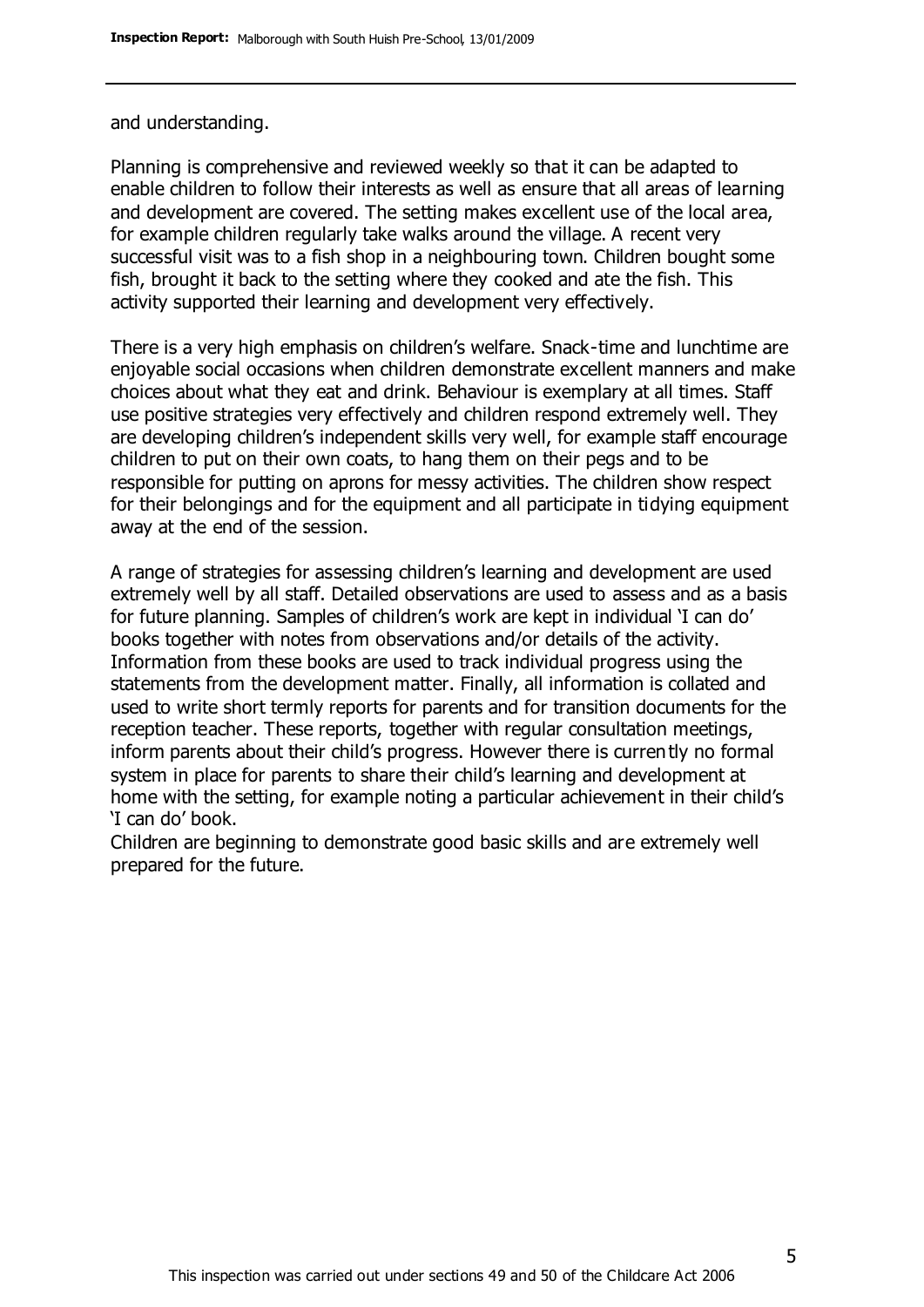and understanding.

Planning is comprehensive and reviewed weekly so that it can be adapted to enable children to follow their interests as well as ensure that all areas of learning and development are covered. The setting makes excellent use of the local area, for example children regularly take walks around the village. A recent very successful visit was to a fish shop in a neighbouring town. Children bought some fish, brought it back to the setting where they cooked and ate the fish. This activity supported their learning and development very effectively.

There is a very high emphasis on children's welfare. Snack-time and lunchtime are enjoyable social occasions when children demonstrate excellent manners and make choices about what they eat and drink. Behaviour is exemplary at all times. Staff use positive strategies very effectively and children respond extremely well. They are developing children's independent skills very well, for example staff encourage children to put on their own coats, to hang them on their pegs and to be responsible for putting on aprons for messy activities. The children show respect for their belongings and for the equipment and all participate in tidying equipment away at the end of the session.

A range of strategies for assessing children's learning and development are used extremely well by all staff. Detailed observations are used to assess and as a basis for future planning. Samples of children's work are kept in individual 'I can do' books together with notes from observations and/or details of the activity. Information from these books are used to track individual progress using the statements from the development matter. Finally, all information is collated and used to write short termly reports for parents and for transition documents for the reception teacher. These reports, together with regular consultation meetings, inform parents about their child's progress. However there is currently no formal system in place for parents to share their child's learning and development at home with the setting, for example noting a particular achievement in their child's 'I can do' book.

Children are beginning to demonstrate good basic skills and are extremely well prepared for the future.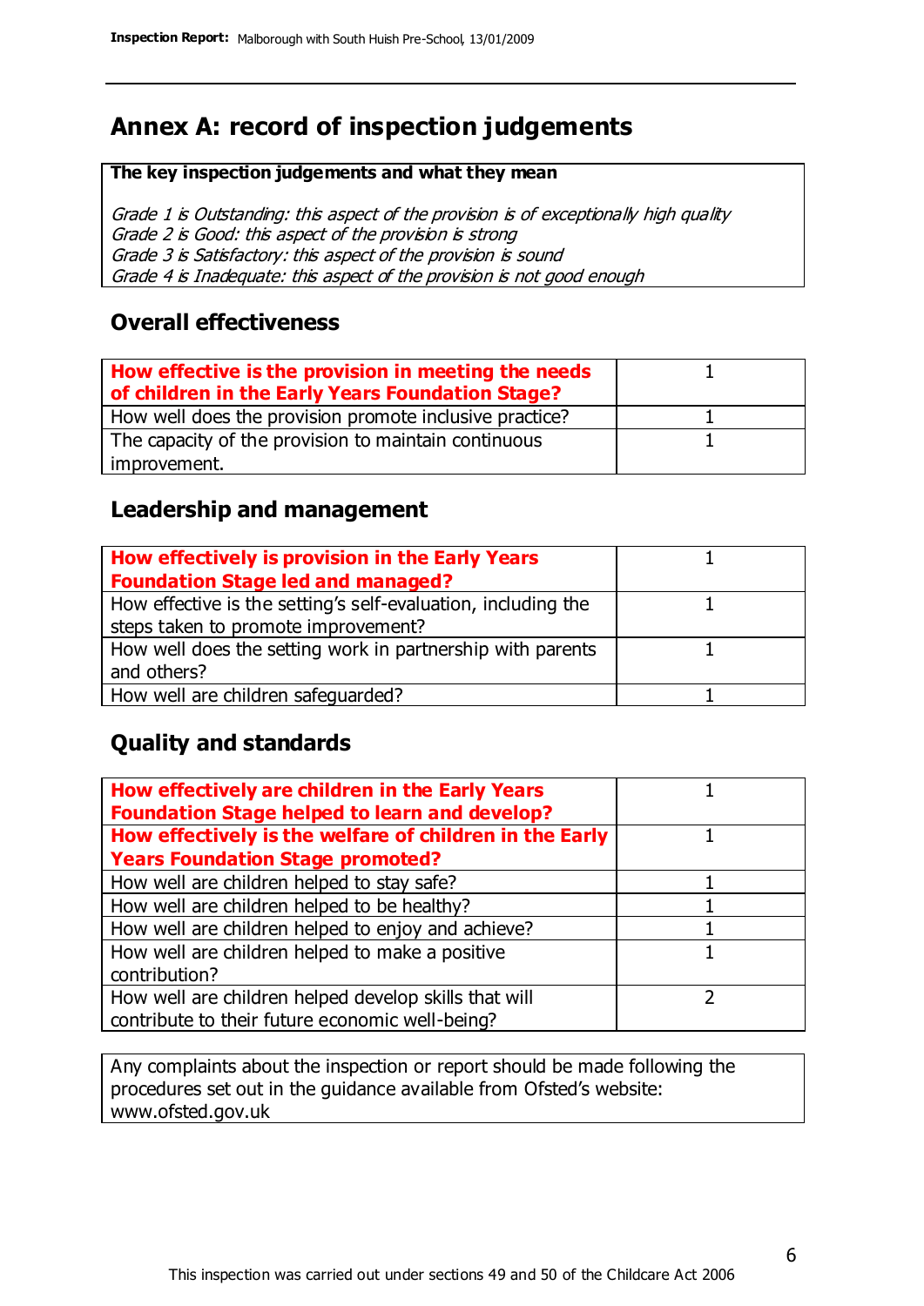# Annex A: record of inspection judgements

**The key inspection judgements and what they mean**

*Grade 1 is Outstanding: this aspect of the provision is of exceptionally high quality*
*Grade 2 is Good: this aspect of the provision is strong*
*Grade 3 is Satisfactory: this aspect of the provision is sound*
*Grade 4 is Inadequate: this aspect of the provision is not good enough*

## Overall effectiveness

| | |
|---|---|
| **How effective is the provision in meeting the needs of children in the Early Years Foundation Stage?** | 1 |
| How well does the provision promote inclusive practice? | 1 |
| The capacity of the provision to maintain continuous improvement. | 1 |

## Leadership and management

| | |
|---|---|
| **How effectively is provision in the Early Years Foundation Stage led and managed?** | 1 |
| How effective is the setting's self-evaluation, including the steps taken to promote improvement? | 1 |
| How well does the setting work in partnership with parents and others? | 1 |
| How well are children safeguarded? | 1 |

## Quality and standards

| | |
|---|---|
| **How effectively are children in the Early Years Foundation Stage helped to learn and develop?** | 1 |
| **How effectively is the welfare of children in the Early Years Foundation Stage promoted?** | 1 |
| How well are children helped to stay safe? | 1 |
| How well are children helped to be healthy? | 1 |
| How well are children helped to enjoy and achieve? | 1 |
| How well are children helped to make a positive contribution? | 1 |
| How well are children helped develop skills that will contribute to their future economic well-being? | 2 |

Any complaints about the inspection or report should be made following the procedures set out in the guidance available from Ofsted's website: www.ofsted.gov.uk

This inspection was carried out under sections 49 and 50 of the Childcare Act 2006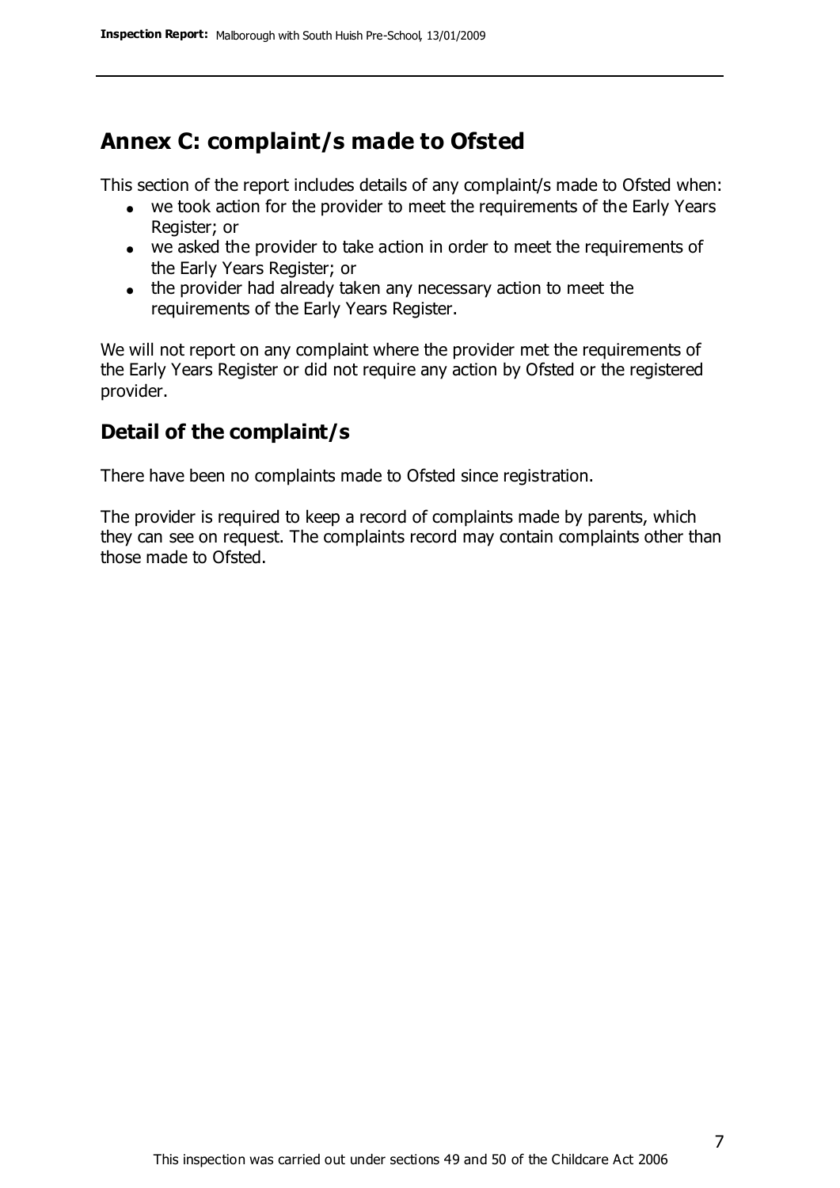## Annex C: complaint/s made to Ofsted

This section of the report includes details of any complaint/s made to Ofsted when:

- we took action for the provider to meet the requirements of the Early Years Register; or
- we asked the provider to take action in order to meet the requirements of the Early Years Register; or
- the provider had already taken any necessary action to meet the requirements of the Early Years Register.

We will not report on any complaint where the provider met the requirements of the Early Years Register or did not require any action by Ofsted or the registered provider.

### Detail of the complaint/s

There have been no complaints made to Ofsted since registration.

The provider is required to keep a record of complaints made by parents, which they can see on request. The complaints record may contain complaints other than those made to Ofsted.